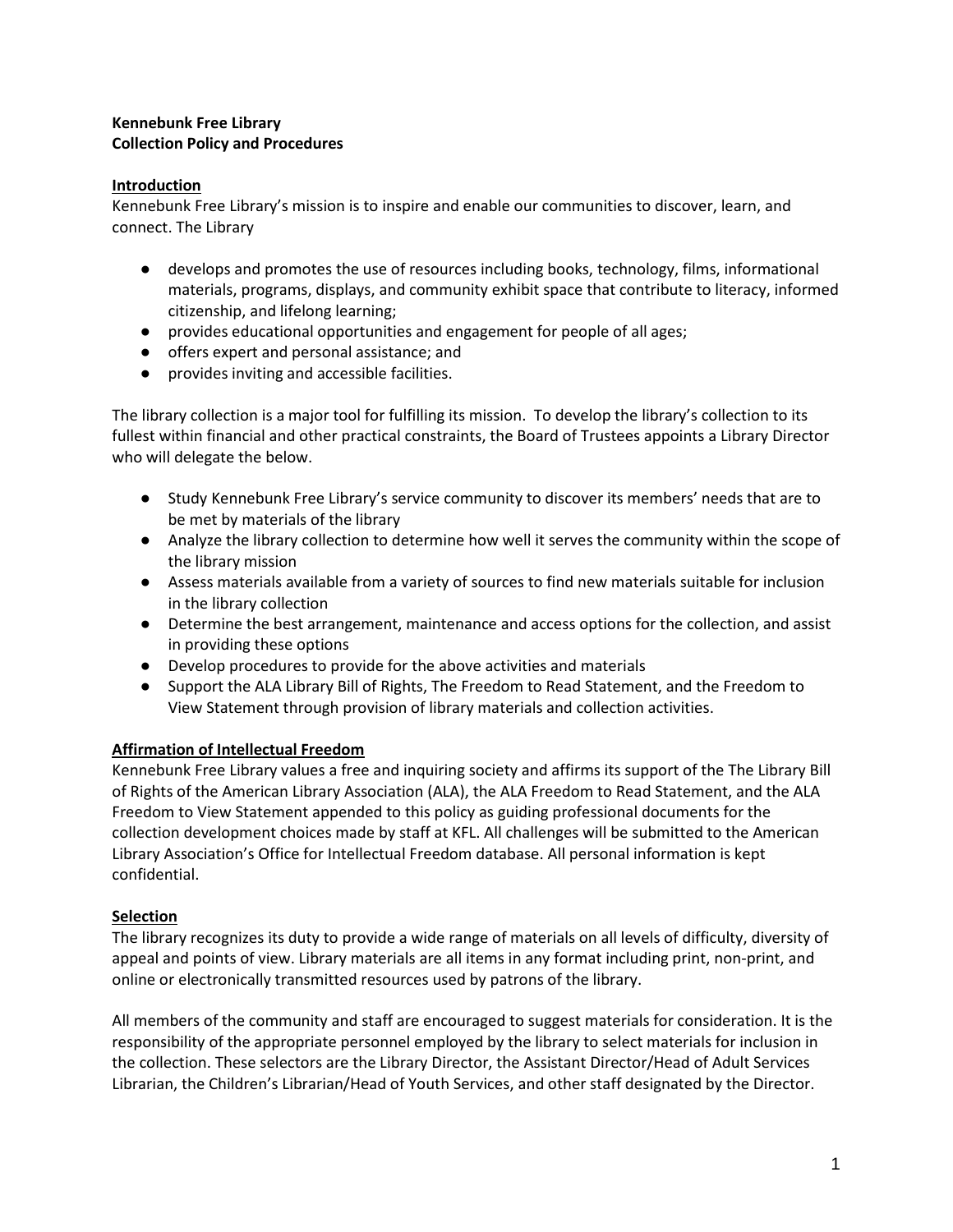**Kennebunk Free Library**
**Collection Policy and Procedures**

## Introduction

Kennebunk Free Library's mission is to inspire and enable our communities to discover, learn, and connect. The Library

- develops and promotes the use of resources including books, technology, films, informational materials, programs, displays, and community exhibit space that contribute to literacy, informed citizenship, and lifelong learning;
- provides educational opportunities and engagement for people of all ages;
- offers expert and personal assistance; and
- provides inviting and accessible facilities.

The library collection is a major tool for fulfilling its mission. To develop the library's collection to its fullest within financial and other practical constraints, the Board of Trustees appoints a Library Director who will delegate the below.

- Study Kennebunk Free Library's service community to discover its members' needs that are to be met by materials of the library
- Analyze the library collection to determine how well it serves the community within the scope of the library mission
- Assess materials available from a variety of sources to find new materials suitable for inclusion in the library collection
- Determine the best arrangement, maintenance and access options for the collection, and assist in providing these options
- Develop procedures to provide for the above activities and materials
- Support the ALA Library Bill of Rights, The Freedom to Read Statement, and the Freedom to View Statement through provision of library materials and collection activities.

## Affirmation of Intellectual Freedom

Kennebunk Free Library values a free and inquiring society and affirms its support of the The Library Bill of Rights of the American Library Association (ALA), the ALA Freedom to Read Statement, and the ALA Freedom to View Statement appended to this policy as guiding professional documents for the collection development choices made by staff at KFL. All challenges will be submitted to the American Library Association's Office for Intellectual Freedom database. All personal information is kept confidential.

## Selection

The library recognizes its duty to provide a wide range of materials on all levels of difficulty, diversity of appeal and points of view. Library materials are all items in any format including print, non-print, and online or electronically transmitted resources used by patrons of the library.

All members of the community and staff are encouraged to suggest materials for consideration. It is the responsibility of the appropriate personnel employed by the library to select materials for inclusion in the collection. These selectors are the Library Director, the Assistant Director/Head of Adult Services Librarian, the Children's Librarian/Head of Youth Services, and other staff designated by the Director.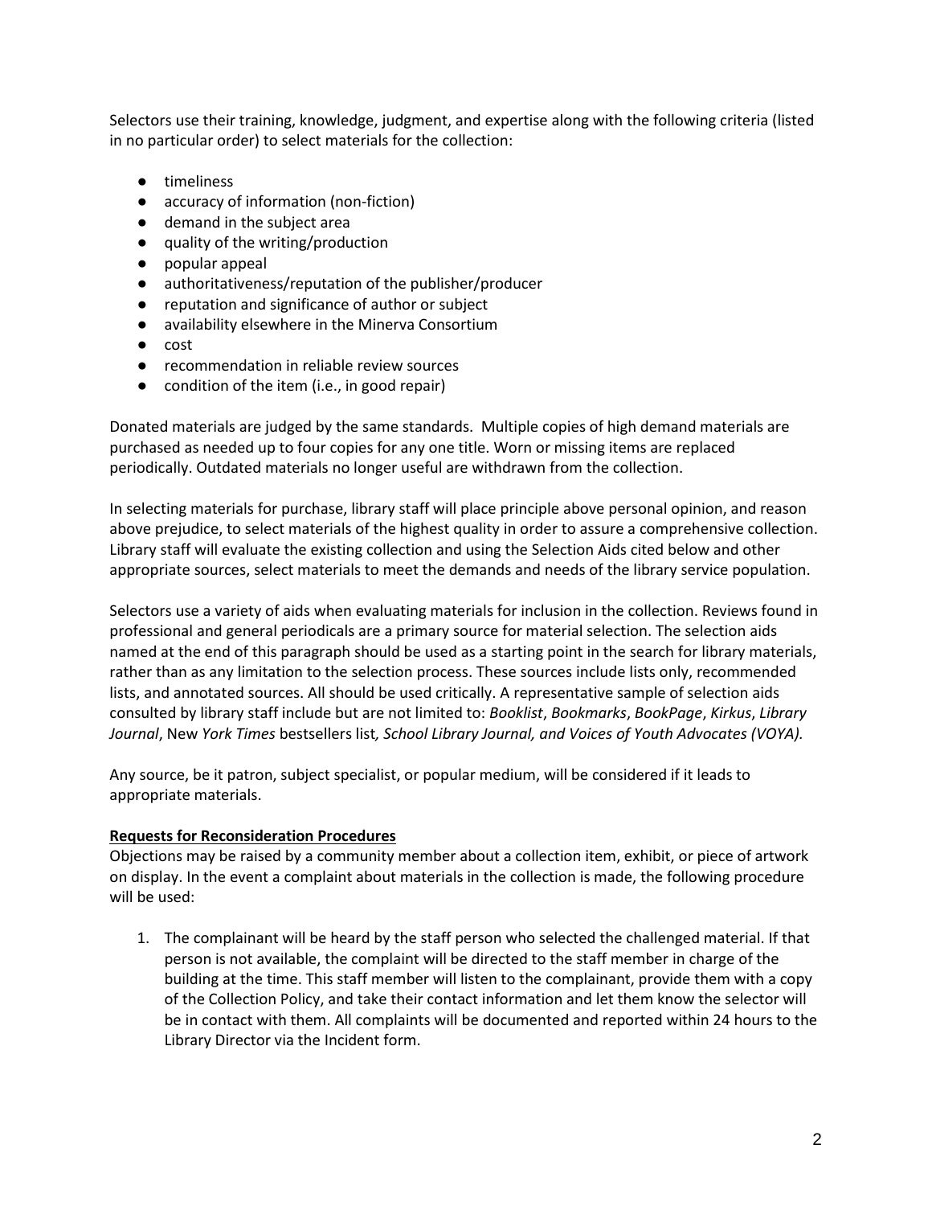Selectors use their training, knowledge, judgment, and expertise along with the following criteria (listed in no particular order) to select materials for the collection:

- timeliness
- accuracy of information (non-fiction)
- demand in the subject area
- quality of the writing/production
- popular appeal
- authoritativeness/reputation of the publisher/producer
- reputation and significance of author or subject
- availability elsewhere in the Minerva Consortium
- cost
- recommendation in reliable review sources
- condition of the item (i.e., in good repair)

Donated materials are judged by the same standards. Multiple copies of high demand materials are purchased as needed up to four copies for any one title. Worn or missing items are replaced periodically. Outdated materials no longer useful are withdrawn from the collection.

In selecting materials for purchase, library staff will place principle above personal opinion, and reason above prejudice, to select materials of the highest quality in order to assure a comprehensive collection. Library staff will evaluate the existing collection and using the Selection Aids cited below and other appropriate sources, select materials to meet the demands and needs of the library service population.

Selectors use a variety of aids when evaluating materials for inclusion in the collection. Reviews found in professional and general periodicals are a primary source for material selection. The selection aids named at the end of this paragraph should be used as a starting point in the search for library materials, rather than as any limitation to the selection process. These sources include lists only, recommended lists, and annotated sources. All should be used critically. A representative sample of selection aids consulted by library staff include but are not limited to: *Booklist*, *Bookmarks*, *BookPage*, *Kirkus*, *Library Journal*, New *York Times* bestsellers list*, School Library Journal, and Voices of Youth Advocates (VOYA).*

Any source, be it patron, subject specialist, or popular medium, will be considered if it leads to appropriate materials.

**Requests for Reconsideration Procedures**

Objections may be raised by a community member about a collection item, exhibit, or piece of artwork on display. In the event a complaint about materials in the collection is made, the following procedure will be used:

1. The complainant will be heard by the staff person who selected the challenged material. If that person is not available, the complaint will be directed to the staff member in charge of the building at the time. This staff member will listen to the complainant, provide them with a copy of the Collection Policy, and take their contact information and let them know the selector will be in contact with them. All complaints will be documented and reported within 24 hours to the Library Director via the Incident form.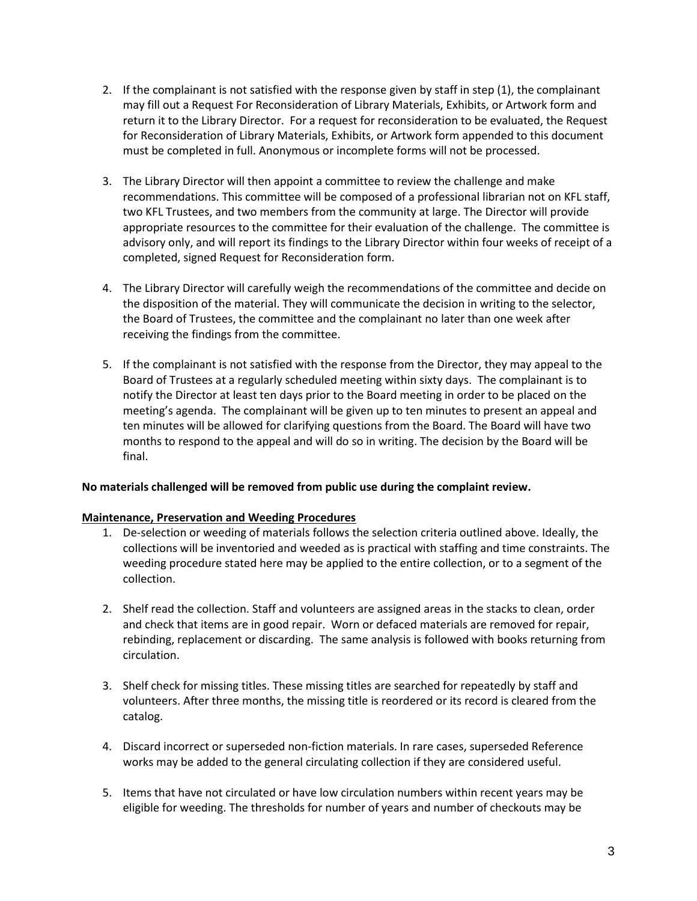2. If the complainant is not satisfied with the response given by staff in step (1), the complainant may fill out a Request For Reconsideration of Library Materials, Exhibits, or Artwork form and return it to the Library Director. For a request for reconsideration to be evaluated, the Request for Reconsideration of Library Materials, Exhibits, or Artwork form appended to this document must be completed in full. Anonymous or incomplete forms will not be processed.

3. The Library Director will then appoint a committee to review the challenge and make recommendations. This committee will be composed of a professional librarian not on KFL staff, two KFL Trustees, and two members from the community at large. The Director will provide appropriate resources to the committee for their evaluation of the challenge. The committee is advisory only, and will report its findings to the Library Director within four weeks of receipt of a completed, signed Request for Reconsideration form.

4. The Library Director will carefully weigh the recommendations of the committee and decide on the disposition of the material. They will communicate the decision in writing to the selector, the Board of Trustees, the committee and the complainant no later than one week after receiving the findings from the committee.

5. If the complainant is not satisfied with the response from the Director, they may appeal to the Board of Trustees at a regularly scheduled meeting within sixty days. The complainant is to notify the Director at least ten days prior to the Board meeting in order to be placed on the meeting's agenda. The complainant will be given up to ten minutes to present an appeal and ten minutes will be allowed for clarifying questions from the Board. The Board will have two months to respond to the appeal and will do so in writing. The decision by the Board will be final.

**No materials challenged will be removed from public use during the complaint review.**

**Maintenance, Preservation and Weeding Procedures**

1. De-selection or weeding of materials follows the selection criteria outlined above. Ideally, the collections will be inventoried and weeded as is practical with staffing and time constraints. The weeding procedure stated here may be applied to the entire collection, or to a segment of the collection.

2. Shelf read the collection. Staff and volunteers are assigned areas in the stacks to clean, order and check that items are in good repair. Worn or defaced materials are removed for repair, rebinding, replacement or discarding. The same analysis is followed with books returning from circulation.

3. Shelf check for missing titles. These missing titles are searched for repeatedly by staff and volunteers. After three months, the missing title is reordered or its record is cleared from the catalog.

4. Discard incorrect or superseded non-fiction materials. In rare cases, superseded Reference works may be added to the general circulating collection if they are considered useful.

5. Items that have not circulated or have low circulation numbers within recent years may be eligible for weeding. The thresholds for number of years and number of checkouts may be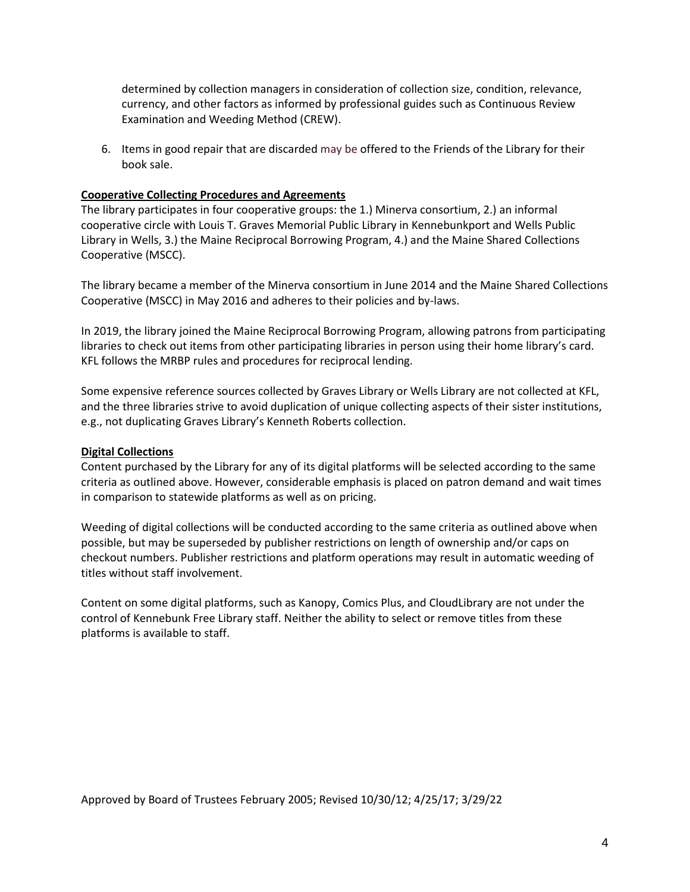determined by collection managers in consideration of collection size, condition, relevance, currency, and other factors as informed by professional guides such as Continuous Review Examination and Weeding Method (CREW).

6. Items in good repair that are discarded may be offered to the Friends of the Library for their book sale.

**Cooperative Collecting Procedures and Agreements**

The library participates in four cooperative groups: the 1.) Minerva consortium, 2.) an informal cooperative circle with Louis T. Graves Memorial Public Library in Kennebunkport and Wells Public Library in Wells, 3.) the Maine Reciprocal Borrowing Program, 4.) and the Maine Shared Collections Cooperative (MSCC).

The library became a member of the Minerva consortium in June 2014 and the Maine Shared Collections Cooperative (MSCC) in May 2016 and adheres to their policies and by-laws.

In 2019, the library joined the Maine Reciprocal Borrowing Program, allowing patrons from participating libraries to check out items from other participating libraries in person using their home library's card. KFL follows the MRBP rules and procedures for reciprocal lending.

Some expensive reference sources collected by Graves Library or Wells Library are not collected at KFL, and the three libraries strive to avoid duplication of unique collecting aspects of their sister institutions, e.g., not duplicating Graves Library's Kenneth Roberts collection.

**Digital Collections**

Content purchased by the Library for any of its digital platforms will be selected according to the same criteria as outlined above. However, considerable emphasis is placed on patron demand and wait times in comparison to statewide platforms as well as on pricing.

Weeding of digital collections will be conducted according to the same criteria as outlined above when possible, but may be superseded by publisher restrictions on length of ownership and/or caps on checkout numbers. Publisher restrictions and platform operations may result in automatic weeding of titles without staff involvement.

Content on some digital platforms, such as Kanopy, Comics Plus, and CloudLibrary are not under the control of Kennebunk Free Library staff. Neither the ability to select or remove titles from these platforms is available to staff.

Approved by Board of Trustees February 2005; Revised 10/30/12; 4/25/17; 3/29/22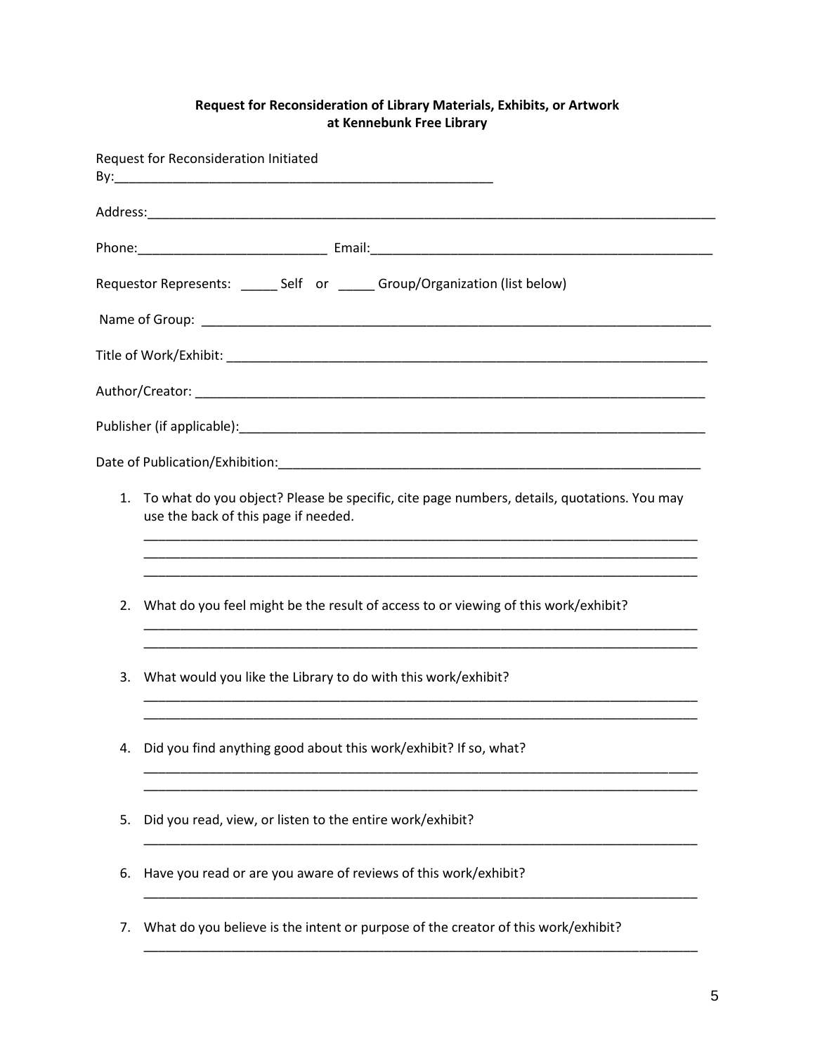**Request for Reconsideration of Library Materials, Exhibits, or Artwork at Kennebunk Free Library**

Request for Reconsideration Initiated By:_____________________________________________________

Address:_________________________________________________________________________________

Phone:__________________________ Email:________________________________________________

Requestor Represents: _____ Self or _____ Group/Organization (list below)

Name of Group: __________________________________________________________________________

Title of Work/Exhibit: ______________________________________________________________________

Author/Creator: __________________________________________________________________________

Publisher (if applicable):____________________________________________________________________

Date of Publication/Exhibition:_______________________________________________________________

1. To what do you object? Please be specific, cite page numbers, details, quotations. You may use the back of this page if needed.

   ______________________________________________________________________________
   ______________________________________________________________________________
   ______________________________________________________________________________

2. What do you feel might be the result of access to or viewing of this work/exhibit?

   ______________________________________________________________________________
   ______________________________________________________________________________

3. What would you like the Library to do with this work/exhibit?

   ______________________________________________________________________________
   ______________________________________________________________________________

4. Did you find anything good about this work/exhibit? If so, what?

   ______________________________________________________________________________
   ______________________________________________________________________________

5. Did you read, view, or listen to the entire work/exhibit?

   ______________________________________________________________________________

6. Have you read or are you aware of reviews of this work/exhibit?

   ______________________________________________________________________________

7. What do you believe is the intent or purpose of the creator of this work/exhibit?

   ______________________________________________________________________________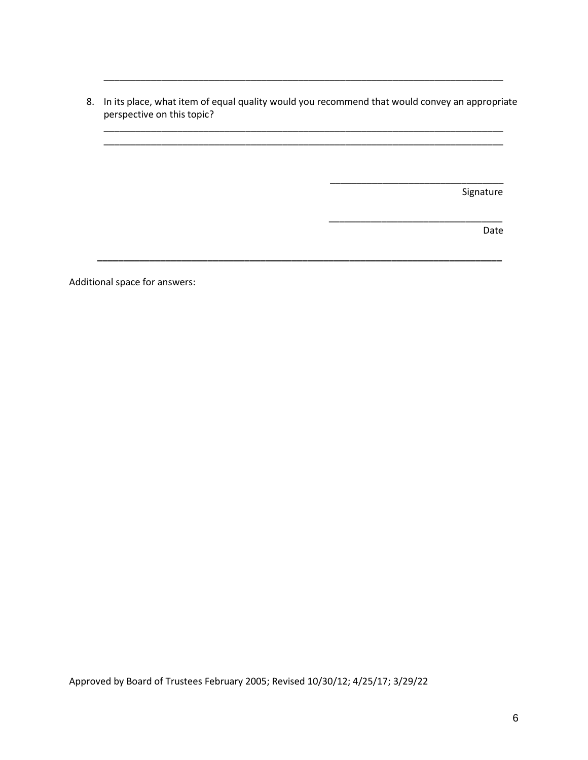\_\_\_\_\_\_\_\_\_\_\_\_\_\_\_\_\_\_\_\_\_\_\_\_\_\_\_\_\_\_\_\_\_\_\_\_\_\_\_\_\_\_\_\_\_\_\_\_\_\_\_\_\_\_\_\_\_\_\_\_\_\_\_\_\_\_\_\_\_\_\_\_\_\_

8. In its place, what item of equal quality would you recommend that would convey an appropriate perspective on this topic?

   \_\_\_\_\_\_\_\_\_\_\_\_\_\_\_\_\_\_\_\_\_\_\_\_\_\_\_\_\_\_\_\_\_\_\_\_\_\_\_\_\_\_\_\_\_\_\_\_\_\_\_\_\_\_\_\_\_\_\_\_\_\_\_\_\_\_\_\_\_\_\_\_\_\_
   \_\_\_\_\_\_\_\_\_\_\_\_\_\_\_\_\_\_\_\_\_\_\_\_\_\_\_\_\_\_\_\_\_\_\_\_\_\_\_\_\_\_\_\_\_\_\_\_\_\_\_\_\_\_\_\_\_\_\_\_\_\_\_\_\_\_\_\_\_\_\_\_\_\_

\_\_\_\_\_\_\_\_\_\_\_\_\_\_\_\_\_\_\_\_\_\_\_\_\_\_\_\_\_\_\_\_
Signature

\_\_\_\_\_\_\_\_\_\_\_\_\_\_\_\_\_\_\_\_\_\_\_\_\_\_\_\_\_\_\_\_
Date

---

Additional space for answers:

Approved by Board of Trustees February 2005; Revised 10/30/12; 4/25/17; 3/29/22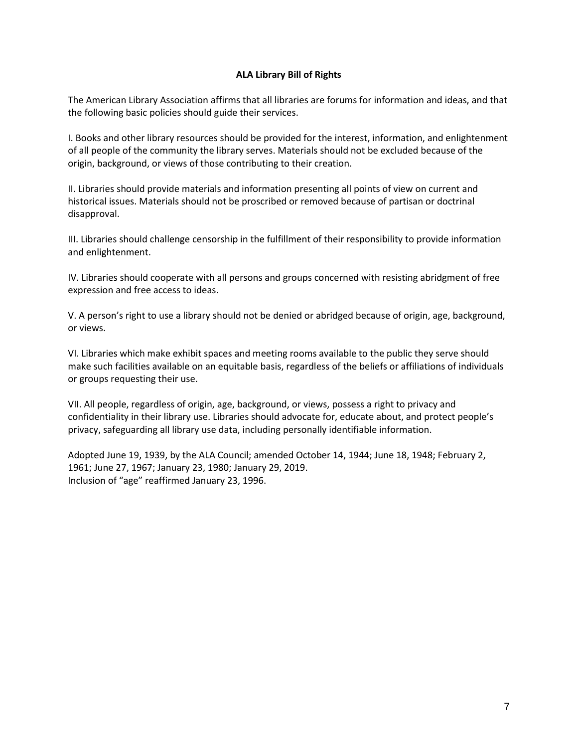**ALA Library Bill of Rights**

The American Library Association affirms that all libraries are forums for information and ideas, and that the following basic policies should guide their services.

I. Books and other library resources should be provided for the interest, information, and enlightenment of all people of the community the library serves. Materials should not be excluded because of the origin, background, or views of those contributing to their creation.

II. Libraries should provide materials and information presenting all points of view on current and historical issues. Materials should not be proscribed or removed because of partisan or doctrinal disapproval.

III. Libraries should challenge censorship in the fulfillment of their responsibility to provide information and enlightenment.

IV. Libraries should cooperate with all persons and groups concerned with resisting abridgment of free expression and free access to ideas.

V. A person's right to use a library should not be denied or abridged because of origin, age, background, or views.

VI. Libraries which make exhibit spaces and meeting rooms available to the public they serve should make such facilities available on an equitable basis, regardless of the beliefs or affiliations of individuals or groups requesting their use.

VII. All people, regardless of origin, age, background, or views, possess a right to privacy and confidentiality in their library use. Libraries should advocate for, educate about, and protect people's privacy, safeguarding all library use data, including personally identifiable information.

Adopted June 19, 1939, by the ALA Council; amended October 14, 1944; June 18, 1948; February 2, 1961; June 27, 1967; January 23, 1980; January 29, 2019.
Inclusion of "age" reaffirmed January 23, 1996.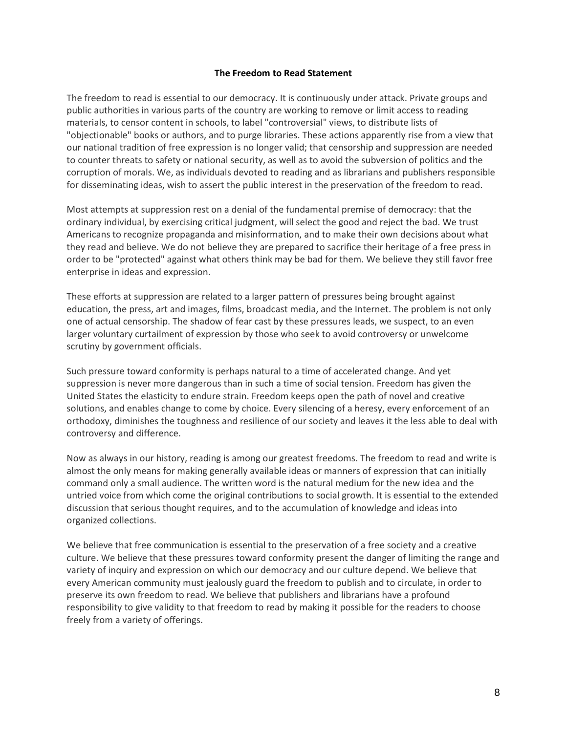## The Freedom to Read Statement

The freedom to read is essential to our democracy. It is continuously under attack. Private groups and public authorities in various parts of the country are working to remove or limit access to reading materials, to censor content in schools, to label "controversial" views, to distribute lists of "objectionable" books or authors, and to purge libraries. These actions apparently rise from a view that our national tradition of free expression is no longer valid; that censorship and suppression are needed to counter threats to safety or national security, as well as to avoid the subversion of politics and the corruption of morals. We, as individuals devoted to reading and as librarians and publishers responsible for disseminating ideas, wish to assert the public interest in the preservation of the freedom to read.

Most attempts at suppression rest on a denial of the fundamental premise of democracy: that the ordinary individual, by exercising critical judgment, will select the good and reject the bad. We trust Americans to recognize propaganda and misinformation, and to make their own decisions about what they read and believe. We do not believe they are prepared to sacrifice their heritage of a free press in order to be "protected" against what others think may be bad for them. We believe they still favor free enterprise in ideas and expression.

These efforts at suppression are related to a larger pattern of pressures being brought against education, the press, art and images, films, broadcast media, and the Internet. The problem is not only one of actual censorship. The shadow of fear cast by these pressures leads, we suspect, to an even larger voluntary curtailment of expression by those who seek to avoid controversy or unwelcome scrutiny by government officials.

Such pressure toward conformity is perhaps natural to a time of accelerated change. And yet suppression is never more dangerous than in such a time of social tension. Freedom has given the United States the elasticity to endure strain. Freedom keeps open the path of novel and creative solutions, and enables change to come by choice. Every silencing of a heresy, every enforcement of an orthodoxy, diminishes the toughness and resilience of our society and leaves it the less able to deal with controversy and difference.

Now as always in our history, reading is among our greatest freedoms. The freedom to read and write is almost the only means for making generally available ideas or manners of expression that can initially command only a small audience. The written word is the natural medium for the new idea and the untried voice from which come the original contributions to social growth. It is essential to the extended discussion that serious thought requires, and to the accumulation of knowledge and ideas into organized collections.

We believe that free communication is essential to the preservation of a free society and a creative culture. We believe that these pressures toward conformity present the danger of limiting the range and variety of inquiry and expression on which our democracy and our culture depend. We believe that every American community must jealously guard the freedom to publish and to circulate, in order to preserve its own freedom to read. We believe that publishers and librarians have a profound responsibility to give validity to that freedom to read by making it possible for the readers to choose freely from a variety of offerings.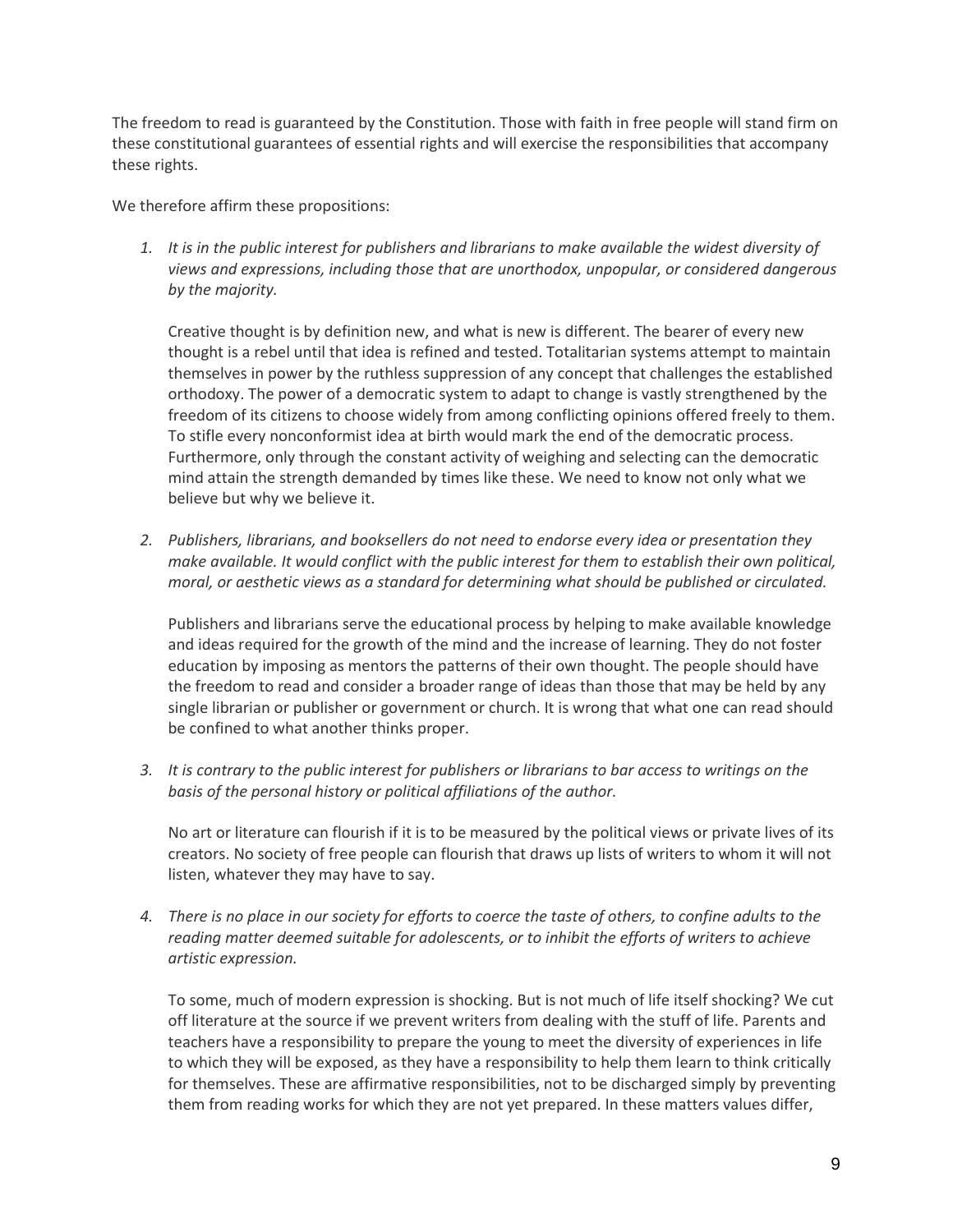The freedom to read is guaranteed by the Constitution. Those with faith in free people will stand firm on these constitutional guarantees of essential rights and will exercise the responsibilities that accompany these rights.

We therefore affirm these propositions:

1. *It is in the public interest for publishers and librarians to make available the widest diversity of views and expressions, including those that are unorthodox, unpopular, or considered dangerous by the majority.*

   Creative thought is by definition new, and what is new is different. The bearer of every new thought is a rebel until that idea is refined and tested. Totalitarian systems attempt to maintain themselves in power by the ruthless suppression of any concept that challenges the established orthodoxy. The power of a democratic system to adapt to change is vastly strengthened by the freedom of its citizens to choose widely from among conflicting opinions offered freely to them. To stifle every nonconformist idea at birth would mark the end of the democratic process. Furthermore, only through the constant activity of weighing and selecting can the democratic mind attain the strength demanded by times like these. We need to know not only what we believe but why we believe it.

2. *Publishers, librarians, and booksellers do not need to endorse every idea or presentation they make available. It would conflict with the public interest for them to establish their own political, moral, or aesthetic views as a standard for determining what should be published or circulated.*

   Publishers and librarians serve the educational process by helping to make available knowledge and ideas required for the growth of the mind and the increase of learning. They do not foster education by imposing as mentors the patterns of their own thought. The people should have the freedom to read and consider a broader range of ideas than those that may be held by any single librarian or publisher or government or church. It is wrong that what one can read should be confined to what another thinks proper.

3. *It is contrary to the public interest for publishers or librarians to bar access to writings on the basis of the personal history or political affiliations of the author.*

   No art or literature can flourish if it is to be measured by the political views or private lives of its creators. No society of free people can flourish that draws up lists of writers to whom it will not listen, whatever they may have to say.

4. *There is no place in our society for efforts to coerce the taste of others, to confine adults to the reading matter deemed suitable for adolescents, or to inhibit the efforts of writers to achieve artistic expression.*

   To some, much of modern expression is shocking. But is not much of life itself shocking? We cut off literature at the source if we prevent writers from dealing with the stuff of life. Parents and teachers have a responsibility to prepare the young to meet the diversity of experiences in life to which they will be exposed, as they have a responsibility to help them learn to think critically for themselves. These are affirmative responsibilities, not to be discharged simply by preventing them from reading works for which they are not yet prepared. In these matters values differ,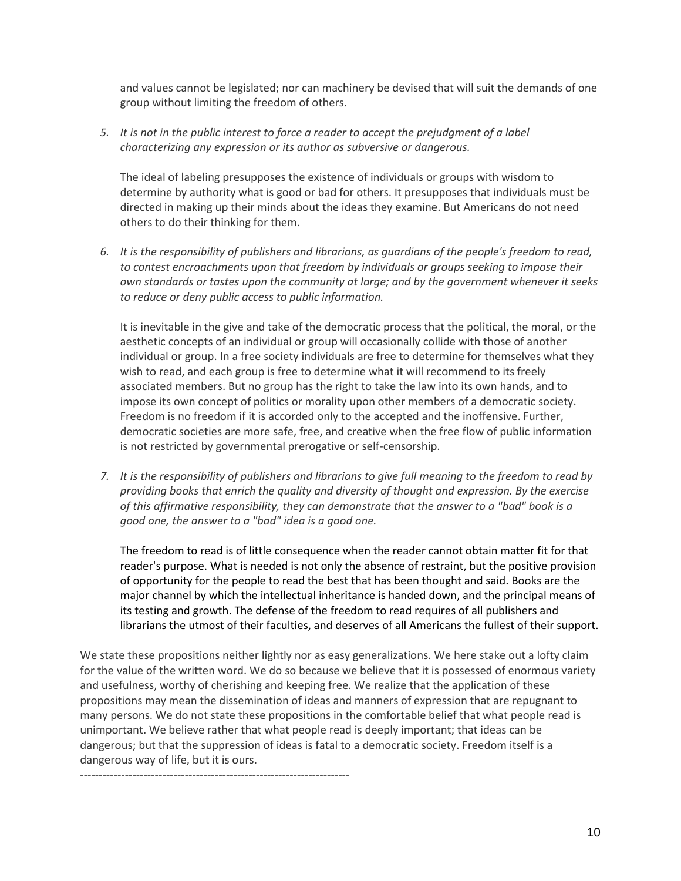and values cannot be legislated; nor can machinery be devised that will suit the demands of one group without limiting the freedom of others.

5. *It is not in the public interest to force a reader to accept the prejudgment of a label characterizing any expression or its author as subversive or dangerous.*

   The ideal of labeling presupposes the existence of individuals or groups with wisdom to determine by authority what is good or bad for others. It presupposes that individuals must be directed in making up their minds about the ideas they examine. But Americans do not need others to do their thinking for them.

6. *It is the responsibility of publishers and librarians, as guardians of the people's freedom to read, to contest encroachments upon that freedom by individuals or groups seeking to impose their own standards or tastes upon the community at large; and by the government whenever it seeks to reduce or deny public access to public information.*

   It is inevitable in the give and take of the democratic process that the political, the moral, or the aesthetic concepts of an individual or group will occasionally collide with those of another individual or group. In a free society individuals are free to determine for themselves what they wish to read, and each group is free to determine what it will recommend to its freely associated members. But no group has the right to take the law into its own hands, and to impose its own concept of politics or morality upon other members of a democratic society. Freedom is no freedom if it is accorded only to the accepted and the inoffensive. Further, democratic societies are more safe, free, and creative when the free flow of public information is not restricted by governmental prerogative or self-censorship.

7. *It is the responsibility of publishers and librarians to give full meaning to the freedom to read by providing books that enrich the quality and diversity of thought and expression. By the exercise of this affirmative responsibility, they can demonstrate that the answer to a "bad" book is a good one, the answer to a "bad" idea is a good one.*

   The freedom to read is of little consequence when the reader cannot obtain matter fit for that reader's purpose. What is needed is not only the absence of restraint, but the positive provision of opportunity for the people to read the best that has been thought and said. Books are the major channel by which the intellectual inheritance is handed down, and the principal means of its testing and growth. The defense of the freedom to read requires of all publishers and librarians the utmost of their faculties, and deserves of all Americans the fullest of their support.

We state these propositions neither lightly nor as easy generalizations. We here stake out a lofty claim for the value of the written word. We do so because we believe that it is possessed of enormous variety and usefulness, worthy of cherishing and keeping free. We realize that the application of these propositions may mean the dissemination of ideas and manners of expression that are repugnant to many persons. We do not state these propositions in the comfortable belief that what people read is unimportant. We believe rather that what people read is deeply important; that ideas can be dangerous; but that the suppression of ideas is fatal to a democratic society. Freedom itself is a dangerous way of life, but it is ours.

---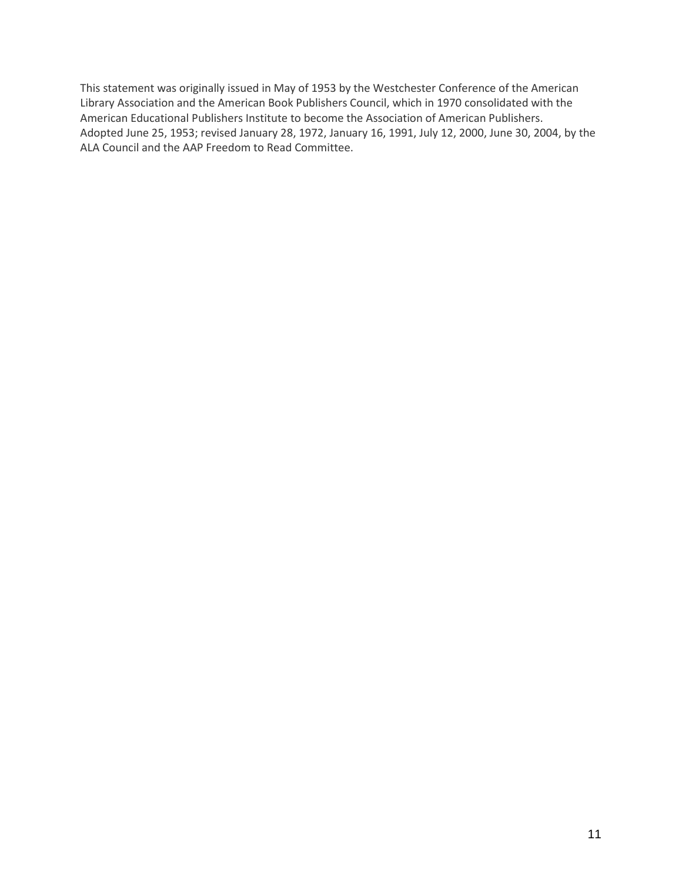This statement was originally issued in May of 1953 by the Westchester Conference of the American Library Association and the American Book Publishers Council, which in 1970 consolidated with the American Educational Publishers Institute to become the Association of American Publishers.
Adopted June 25, 1953; revised January 28, 1972, January 16, 1991, July 12, 2000, June 30, 2004, by the ALA Council and the AAP Freedom to Read Committee.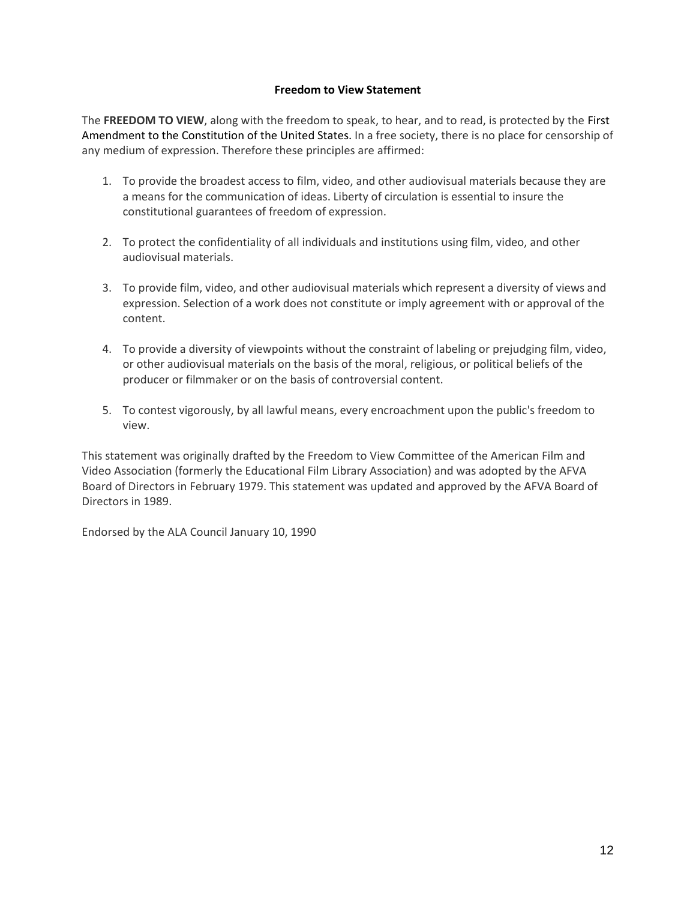### Freedom to View Statement

The **FREEDOM TO VIEW**, along with the freedom to speak, to hear, and to read, is protected by the First Amendment to the Constitution of the United States. In a free society, there is no place for censorship of any medium of expression. Therefore these principles are affirmed:

1. To provide the broadest access to film, video, and other audiovisual materials because they are a means for the communication of ideas. Liberty of circulation is essential to insure the constitutional guarantees of freedom of expression.

2. To protect the confidentiality of all individuals and institutions using film, video, and other audiovisual materials.

3. To provide film, video, and other audiovisual materials which represent a diversity of views and expression. Selection of a work does not constitute or imply agreement with or approval of the content.

4. To provide a diversity of viewpoints without the constraint of labeling or prejudging film, video, or other audiovisual materials on the basis of the moral, religious, or political beliefs of the producer or filmmaker or on the basis of controversial content.

5. To contest vigorously, by all lawful means, every encroachment upon the public's freedom to view.

This statement was originally drafted by the Freedom to View Committee of the American Film and Video Association (formerly the Educational Film Library Association) and was adopted by the AFVA Board of Directors in February 1979. This statement was updated and approved by the AFVA Board of Directors in 1989.

Endorsed by the ALA Council January 10, 1990